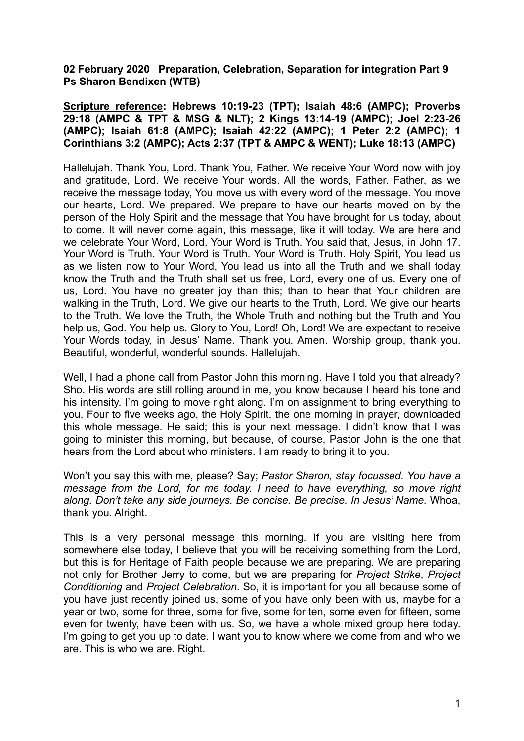**02 February 2020 Preparation, Celebration, Separation for integration Part 9**
**Ps Sharon Bendixen (WTB)**

**<u>Scripture reference</u>: Hebrews 10:19-23 (TPT); Isaiah 48:6 (AMPC); Proverbs 29:18 (AMPC & TPT & MSG & NLT); 2 Kings 13:14-19 (AMPC); Joel 2:23-26 (AMPC); Isaiah 61:8 (AMPC); Isaiah 42:22 (AMPC); 1 Peter 2:2 (AMPC); 1 Corinthians 3:2 (AMPC); Acts 2:37 (TPT & AMPC & WENT); Luke 18:13 (AMPC)**

Hallelujah. Thank You, Lord. Thank You, Father. We receive Your Word now with joy and gratitude, Lord. We receive Your words. All the words, Father. Father, as we receive the message today, You move us with every word of the message. You move our hearts, Lord. We prepared. We prepare to have our hearts moved on by the person of the Holy Spirit and the message that You have brought for us today, about to come. It will never come again, this message, like it will today. We are here and we celebrate Your Word, Lord. Your Word is Truth. You said that, Jesus, in John 17. Your Word is Truth. Your Word is Truth. Your Word is Truth. Holy Spirit, You lead us as we listen now to Your Word, You lead us into all the Truth and we shall today know the Truth and the Truth shall set us free, Lord, every one of us. Every one of us, Lord. You have no greater joy than this; than to hear that Your children are walking in the Truth, Lord. We give our hearts to the Truth, Lord. We give our hearts to the Truth. We love the Truth, the Whole Truth and nothing but the Truth and You help us, God. You help us. Glory to You, Lord! Oh, Lord! We are expectant to receive Your Words today, in Jesus' Name. Thank you. Amen. Worship group, thank you. Beautiful, wonderful, wonderful sounds. Hallelujah.

Well, I had a phone call from Pastor John this morning. Have I told you that already? Sho. His words are still rolling around in me, you know because I heard his tone and his intensity. I'm going to move right along. I'm on assignment to bring everything to you. Four to five weeks ago, the Holy Spirit, the one morning in prayer, downloaded this whole message. He said; this is your next message. I didn't know that I was going to minister this morning, but because, of course, Pastor John is the one that hears from the Lord about who ministers. I am ready to bring it to you.

Won't you say this with me, please? Say; *Pastor Sharon, stay focussed. You have a message from the Lord, for me today. I need to have everything, so move right along. Don't take any side journeys. Be concise. Be precise. In Jesus' Name.* Whoa, thank you. Alright.

This is a very personal message this morning. If you are visiting here from somewhere else today, I believe that you will be receiving something from the Lord, but this is for Heritage of Faith people because we are preparing. We are preparing not only for Brother Jerry to come, but we are preparing for *Project Strike*, *Project Conditioning* and *Project Celebration*. So, it is important for you all because some of you have just recently joined us, some of you have only been with us, maybe for a year or two, some for three, some for five, some for ten, some even for fifteen, some even for twenty, have been with us. So, we have a whole mixed group here today. I'm going to get you up to date. I want you to know where we come from and who we are. This is who we are. Right.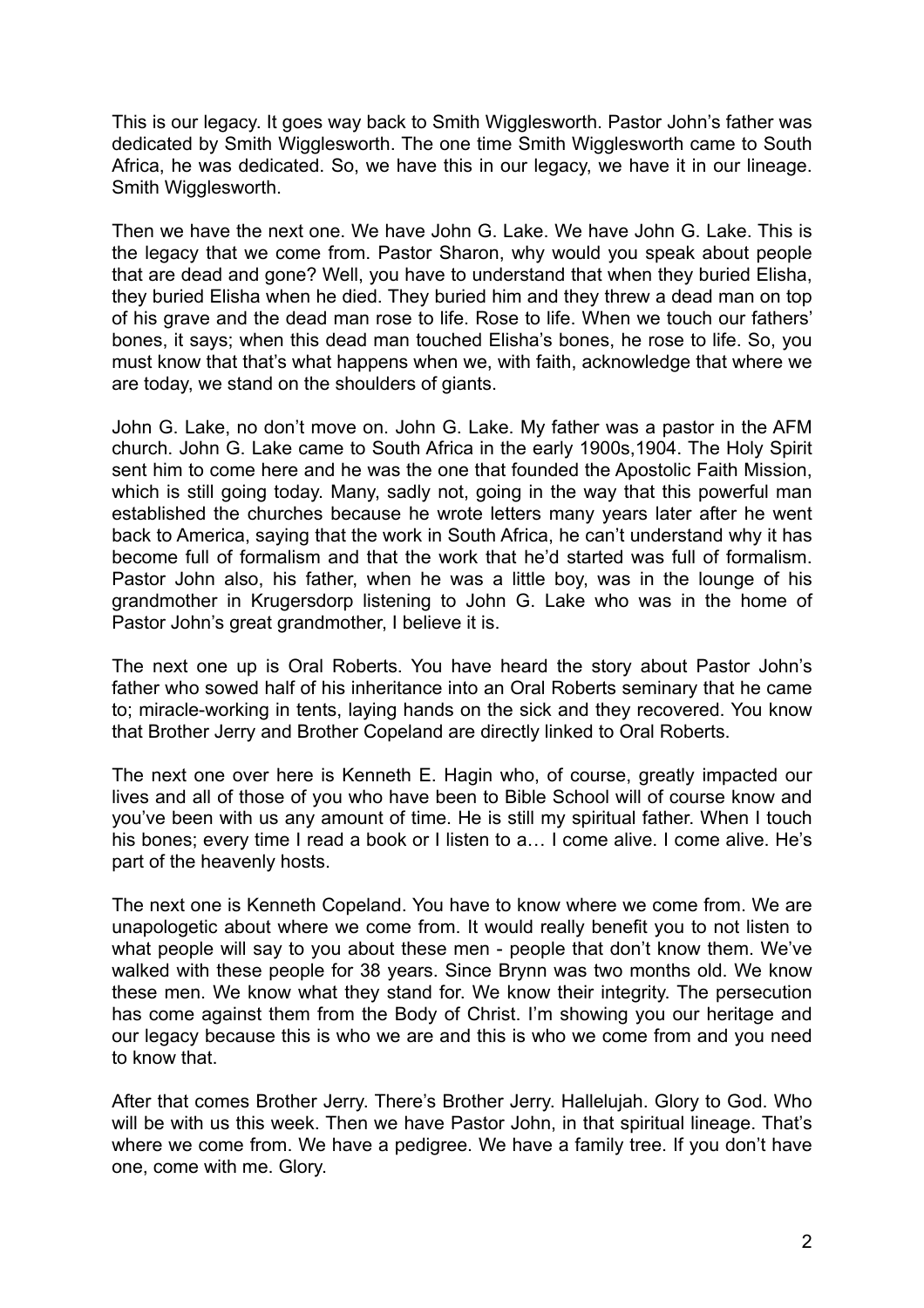This is our legacy. It goes way back to Smith Wigglesworth. Pastor John's father was dedicated by Smith Wigglesworth. The one time Smith Wigglesworth came to South Africa, he was dedicated. So, we have this in our legacy, we have it in our lineage. Smith Wigglesworth.

Then we have the next one. We have John G. Lake. We have John G. Lake. This is the legacy that we come from. Pastor Sharon, why would you speak about people that are dead and gone? Well, you have to understand that when they buried Elisha, they buried Elisha when he died. They buried him and they threw a dead man on top of his grave and the dead man rose to life. Rose to life. When we touch our fathers' bones, it says; when this dead man touched Elisha's bones, he rose to life. So, you must know that that's what happens when we, with faith, acknowledge that where we are today, we stand on the shoulders of giants.

John G. Lake, no don't move on. John G. Lake. My father was a pastor in the AFM church. John G. Lake came to South Africa in the early 1900s,1904. The Holy Spirit sent him to come here and he was the one that founded the Apostolic Faith Mission, which is still going today. Many, sadly not, going in the way that this powerful man established the churches because he wrote letters many years later after he went back to America, saying that the work in South Africa, he can't understand why it has become full of formalism and that the work that he'd started was full of formalism. Pastor John also, his father, when he was a little boy, was in the lounge of his grandmother in Krugersdorp listening to John G. Lake who was in the home of Pastor John's great grandmother, I believe it is.

The next one up is Oral Roberts. You have heard the story about Pastor John's father who sowed half of his inheritance into an Oral Roberts seminary that he came to; miracle-working in tents, laying hands on the sick and they recovered. You know that Brother Jerry and Brother Copeland are directly linked to Oral Roberts.

The next one over here is Kenneth E. Hagin who, of course, greatly impacted our lives and all of those of you who have been to Bible School will of course know and you've been with us any amount of time. He is still my spiritual father. When I touch his bones; every time I read a book or I listen to a… I come alive. I come alive. He's part of the heavenly hosts.

The next one is Kenneth Copeland. You have to know where we come from. We are unapologetic about where we come from. It would really benefit you to not listen to what people will say to you about these men - people that don't know them. We've walked with these people for 38 years. Since Brynn was two months old. We know these men. We know what they stand for. We know their integrity. The persecution has come against them from the Body of Christ. I'm showing you our heritage and our legacy because this is who we are and this is who we come from and you need to know that.

After that comes Brother Jerry. There's Brother Jerry. Hallelujah. Glory to God. Who will be with us this week. Then we have Pastor John, in that spiritual lineage. That's where we come from. We have a pedigree. We have a family tree. If you don't have one, come with me. Glory.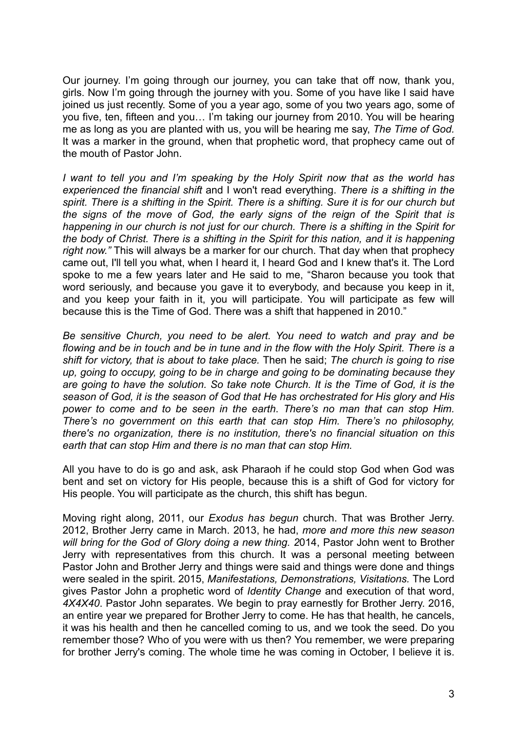Our journey. I'm going through our journey, you can take that off now, thank you, girls. Now I'm going through the journey with you. Some of you have like I said have joined us just recently. Some of you a year ago, some of you two years ago, some of you five, ten, fifteen and you… I'm taking our journey from 2010. You will be hearing me as long as you are planted with us, you will be hearing me say, *The Time of God.* It was a marker in the ground, when that prophetic word, that prophecy came out of the mouth of Pastor John.

*I want to tell you and I'm speaking by the Holy Spirit now that as the world has experienced the financial shift* and I won't read everything. *There is a shifting in the spirit. There is a shifting in the Spirit. There is a shifting. Sure it is for our church but the signs of the move of God, the early signs of the reign of the Spirit that is happening in our church is not just for our church. There is a shifting in the Spirit for the body of Christ. There is a shifting in the Spirit for this nation, and it is happening right now."* This will always be a marker for our church. That day when that prophecy came out, I'll tell you what, when I heard it, I heard God and I knew that's it. The Lord spoke to me a few years later and He said to me, "Sharon because you took that word seriously, and because you gave it to everybody, and because you keep in it, and you keep your faith in it, you will participate. You will participate as few will because this is the Time of God. There was a shift that happened in 2010."

*Be sensitive Church, you need to be alert. You need to watch and pray and be flowing and be in touch and be in tune and in the flow with the Holy Spirit. There is a shift for victory, that is about to take place.* Then he said; *The church is going to rise up, going to occupy, going to be in charge and going to be dominating because they are going to have the solution. So take note Church. It is the Time of God, it is the season of God, it is the season of God that He has orchestrated for His glory and His power to come and to be seen in the earth*. *There's no man that can stop Him. There's no government on this earth that can stop Him. There's no philosophy, there's no organization, there is no institution, there's no financial situation on this earth that can stop Him and there is no man that can stop Him.*

All you have to do is go and ask, ask Pharaoh if he could stop God when God was bent and set on victory for His people, because this is a shift of God for victory for His people. You will participate as the church, this shift has begun.

Moving right along, 2011, our *Exodus has begun* church. That was Brother Jerry. 2012, Brother Jerry came in March. 2013, he had, *more and more this new season will bring for the God of Glory doing a new thing. 2*014, Pastor John went to Brother Jerry with representatives from this church. It was a personal meeting between Pastor John and Brother Jerry and things were said and things were done and things were sealed in the spirit. 2015, *Manifestations, Demonstrations, Visitations*. The Lord gives Pastor John a prophetic word of *Identity Change* and execution of that word, *4X4X40*. Pastor John separates. We begin to pray earnestly for Brother Jerry. 2016, an entire year we prepared for Brother Jerry to come. He has that health, he cancels, it was his health and then he cancelled coming to us, and we took the seed. Do you remember those? Who of you were with us then? You remember, we were preparing for brother Jerry's coming. The whole time he was coming in October, I believe it is.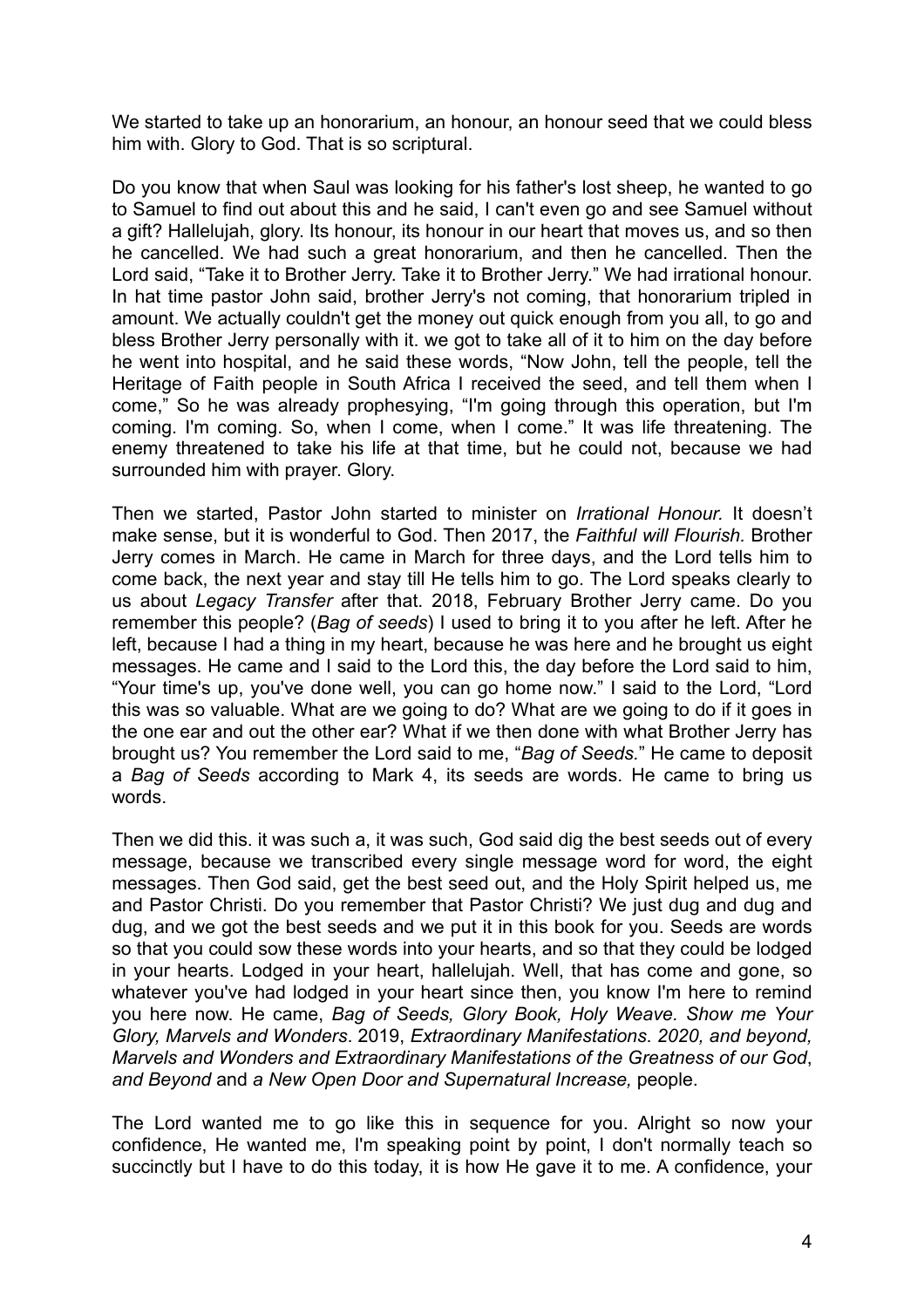We started to take up an honorarium, an honour, an honour seed that we could bless him with. Glory to God. That is so scriptural.

Do you know that when Saul was looking for his father's lost sheep, he wanted to go to Samuel to find out about this and he said, I can't even go and see Samuel without a gift? Hallelujah, glory. Its honour, its honour in our heart that moves us, and so then he cancelled. We had such a great honorarium, and then he cancelled. Then the Lord said, "Take it to Brother Jerry. Take it to Brother Jerry." We had irrational honour. In hat time pastor John said, brother Jerry's not coming, that honorarium tripled in amount. We actually couldn't get the money out quick enough from you all, to go and bless Brother Jerry personally with it. we got to take all of it to him on the day before he went into hospital, and he said these words, "Now John, tell the people, tell the Heritage of Faith people in South Africa I received the seed, and tell them when I come," So he was already prophesying, "I'm going through this operation, but I'm coming. I'm coming. So, when I come, when I come." It was life threatening. The enemy threatened to take his life at that time, but he could not, because we had surrounded him with prayer. Glory.

Then we started, Pastor John started to minister on *Irrational Honour.* It doesn't make sense, but it is wonderful to God. Then 2017, the *Faithful will Flourish.* Brother Jerry comes in March. He came in March for three days, and the Lord tells him to come back, the next year and stay till He tells him to go. The Lord speaks clearly to us about *Legacy Transfer* after that. 2018, February Brother Jerry came. Do you remember this people? (*Bag of seeds*) I used to bring it to you after he left. After he left, because I had a thing in my heart, because he was here and he brought us eight messages. He came and I said to the Lord this, the day before the Lord said to him, "Your time's up, you've done well, you can go home now." I said to the Lord, "Lord this was so valuable. What are we going to do? What are we going to do if it goes in the one ear and out the other ear? What if we then done with what Brother Jerry has brought us? You remember the Lord said to me, "*Bag of Seeds.*" He came to deposit a *Bag of Seeds* according to Mark 4, its seeds are words. He came to bring us words.

Then we did this. it was such a, it was such, God said dig the best seeds out of every message, because we transcribed every single message word for word, the eight messages. Then God said, get the best seed out, and the Holy Spirit helped us, me and Pastor Christi. Do you remember that Pastor Christi? We just dug and dug and dug, and we got the best seeds and we put it in this book for you. Seeds are words so that you could sow these words into your hearts, and so that they could be lodged in your hearts. Lodged in your heart, hallelujah. Well, that has come and gone, so whatever you've had lodged in your heart since then, you know I'm here to remind you here now. He came, *Bag of Seeds, Glory Book, Holy Weave. Show me Your Glory, Marvels and Wonders*. 2019, *Extraordinary Manifestations*. *2020, and beyond, Marvels and Wonders and Extraordinary Manifestations of the Greatness of our God*, *and Beyond* and *a New Open Door and Supernatural Increase,* people.

The Lord wanted me to go like this in sequence for you. Alright so now your confidence, He wanted me, I'm speaking point by point, I don't normally teach so succinctly but I have to do this today, it is how He gave it to me. A confidence, your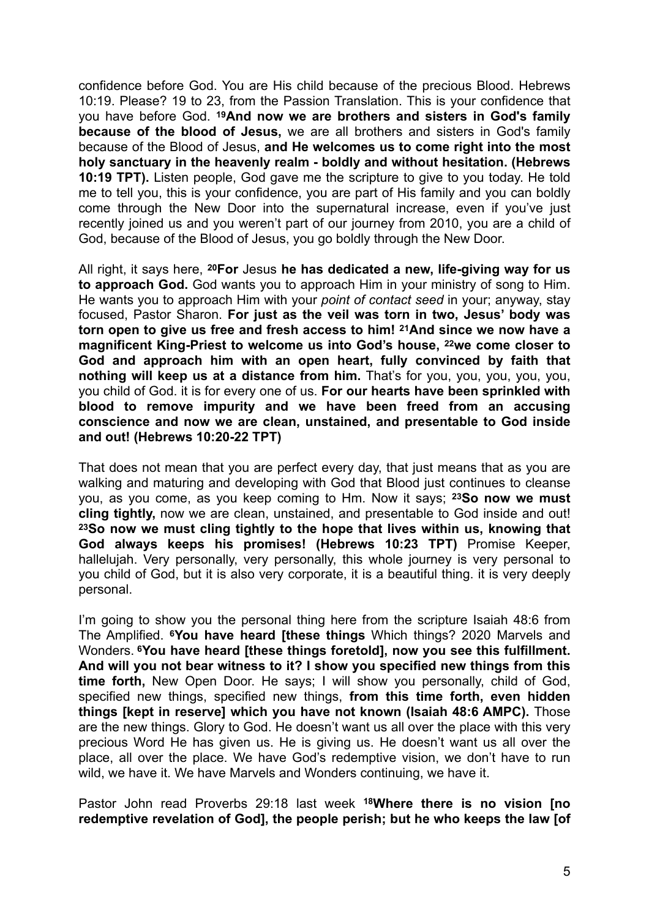confidence before God. You are His child because of the precious Blood. Hebrews 10:19. Please? 19 to 23, from the Passion Translation. This is your confidence that you have before God. **19And now we are brothers and sisters in God's family because of the blood of Jesus,** we are all brothers and sisters in God's family because of the Blood of Jesus, **and He welcomes us to come right into the most holy sanctuary in the heavenly realm - boldly and without hesitation. (Hebrews 10:19 TPT).** Listen people, God gave me the scripture to give to you today. He told me to tell you, this is your confidence, you are part of His family and you can boldly come through the New Door into the supernatural increase, even if you've just recently joined us and you weren't part of our journey from 2010, you are a child of God, because of the Blood of Jesus, you go boldly through the New Door.

All right, it says here, **20For** Jesus **he has dedicated a new, life-giving way for us to approach God.** God wants you to approach Him in your ministry of song to Him. He wants you to approach Him with your *point of contact seed* in your; anyway, stay focused, Pastor Sharon. **For just as the veil was torn in two, Jesus' body was torn open to give us free and fresh access to him! 21And since we now have a magnificent King-Priest to welcome us into God's house, 22we come closer to God and approach him with an open heart, fully convinced by faith that nothing will keep us at a distance from him.** That's for you, you, you, you, you, you child of God. it is for every one of us. **For our hearts have been sprinkled with blood to remove impurity and we have been freed from an accusing conscience and now we are clean, unstained, and presentable to God inside and out! (Hebrews 10:20-22 TPT)**

That does not mean that you are perfect every day, that just means that as you are walking and maturing and developing with God that Blood just continues to cleanse you, as you come, as you keep coming to Hm. Now it says; **23So now we must cling tightly,** now we are clean, unstained, and presentable to God inside and out! **23So now we must cling tightly to the hope that lives within us, knowing that God always keeps his promises! (Hebrews 10:23 TPT)** Promise Keeper, hallelujah. Very personally, very personally, this whole journey is very personal to you child of God, but it is also very corporate, it is a beautiful thing. it is very deeply personal.

I'm going to show you the personal thing here from the scripture Isaiah 48:6 from The Amplified. **6You have heard [these things** Which things? 2020 Marvels and Wonders. **6You have heard [these things foretold], now you see this fulfillment. And will you not bear witness to it? I show you specified new things from this time forth,** New Open Door. He says; I will show you personally, child of God, specified new things, specified new things, **from this time forth, even hidden things [kept in reserve] which you have not known (Isaiah 48:6 AMPC).** Those are the new things. Glory to God. He doesn't want us all over the place with this very precious Word He has given us. He is giving us. He doesn't want us all over the place, all over the place. We have God's redemptive vision, we don't have to run wild, we have it. We have Marvels and Wonders continuing, we have it.

Pastor John read Proverbs 29:18 last week **18Where there is no vision [no redemptive revelation of God], the people perish; but he who keeps the law [of**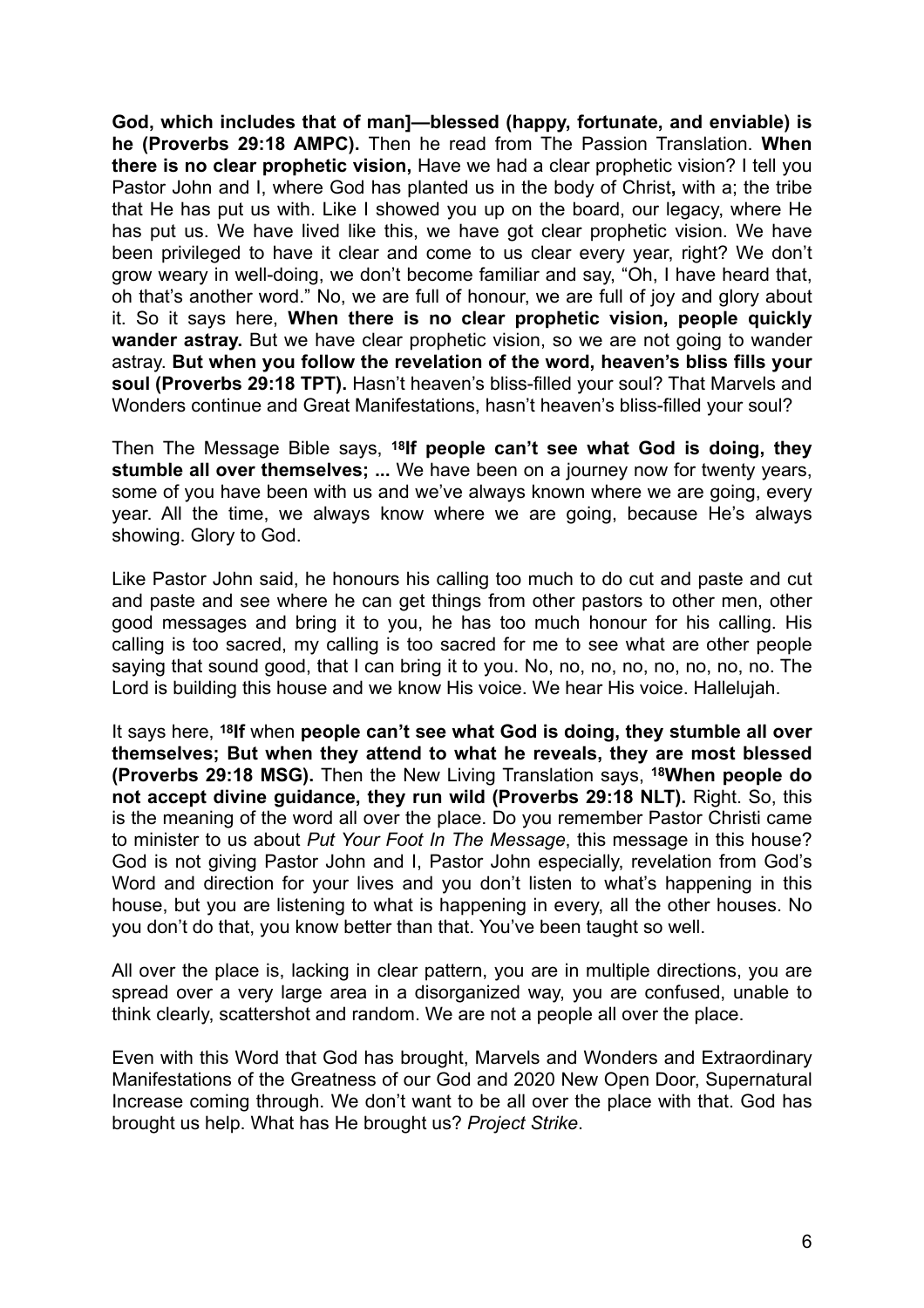**God, which includes that of man]—blessed (happy, fortunate, and enviable) is he (Proverbs 29:18 AMPC).** Then he read from The Passion Translation. **When there is no clear prophetic vision,** Have we had a clear prophetic vision? I tell you Pastor John and I, where God has planted us in the body of Christ**,** with a; the tribe that He has put us with. Like I showed you up on the board, our legacy, where He has put us. We have lived like this, we have got clear prophetic vision. We have been privileged to have it clear and come to us clear every year, right? We don't grow weary in well-doing, we don't become familiar and say, "Oh, I have heard that, oh that's another word." No, we are full of honour, we are full of joy and glory about it. So it says here, **When there is no clear prophetic vision, people quickly wander astray.** But we have clear prophetic vision, so we are not going to wander astray. **But when you follow the revelation of the word, heaven's bliss fills your soul (Proverbs 29:18 TPT).** Hasn't heaven's bliss-filled your soul? That Marvels and Wonders continue and Great Manifestations, hasn't heaven's bliss-filled your soul?

Then The Message Bible says, **18If people can't see what God is doing, they stumble all over themselves; ...** We have been on a journey now for twenty years, some of you have been with us and we've always known where we are going, every year. All the time, we always know where we are going, because He's always showing. Glory to God.

Like Pastor John said, he honours his calling too much to do cut and paste and cut and paste and see where he can get things from other pastors to other men, other good messages and bring it to you, he has too much honour for his calling. His calling is too sacred, my calling is too sacred for me to see what are other people saying that sound good, that I can bring it to you. No, no, no, no, no, no, no, no. The Lord is building this house and we know His voice. We hear His voice. Hallelujah.

It says here, **18If** when **people can't see what God is doing, they stumble all over themselves; But when they attend to what he reveals, they are most blessed (Proverbs 29:18 MSG).** Then the New Living Translation says, **18When people do not accept divine guidance, they run wild (Proverbs 29:18 NLT).** Right. So, this is the meaning of the word all over the place. Do you remember Pastor Christi came to minister to us about *Put Your Foot In The Message*, this message in this house? God is not giving Pastor John and I, Pastor John especially, revelation from God's Word and direction for your lives and you don't listen to what's happening in this house, but you are listening to what is happening in every, all the other houses. No you don't do that, you know better than that. You've been taught so well.

All over the place is, lacking in clear pattern, you are in multiple directions, you are spread over a very large area in a disorganized way, you are confused, unable to think clearly, scattershot and random. We are not a people all over the place.

Even with this Word that God has brought, Marvels and Wonders and Extraordinary Manifestations of the Greatness of our God and 2020 New Open Door, Supernatural Increase coming through. We don't want to be all over the place with that. God has brought us help. What has He brought us? *Project Strike*.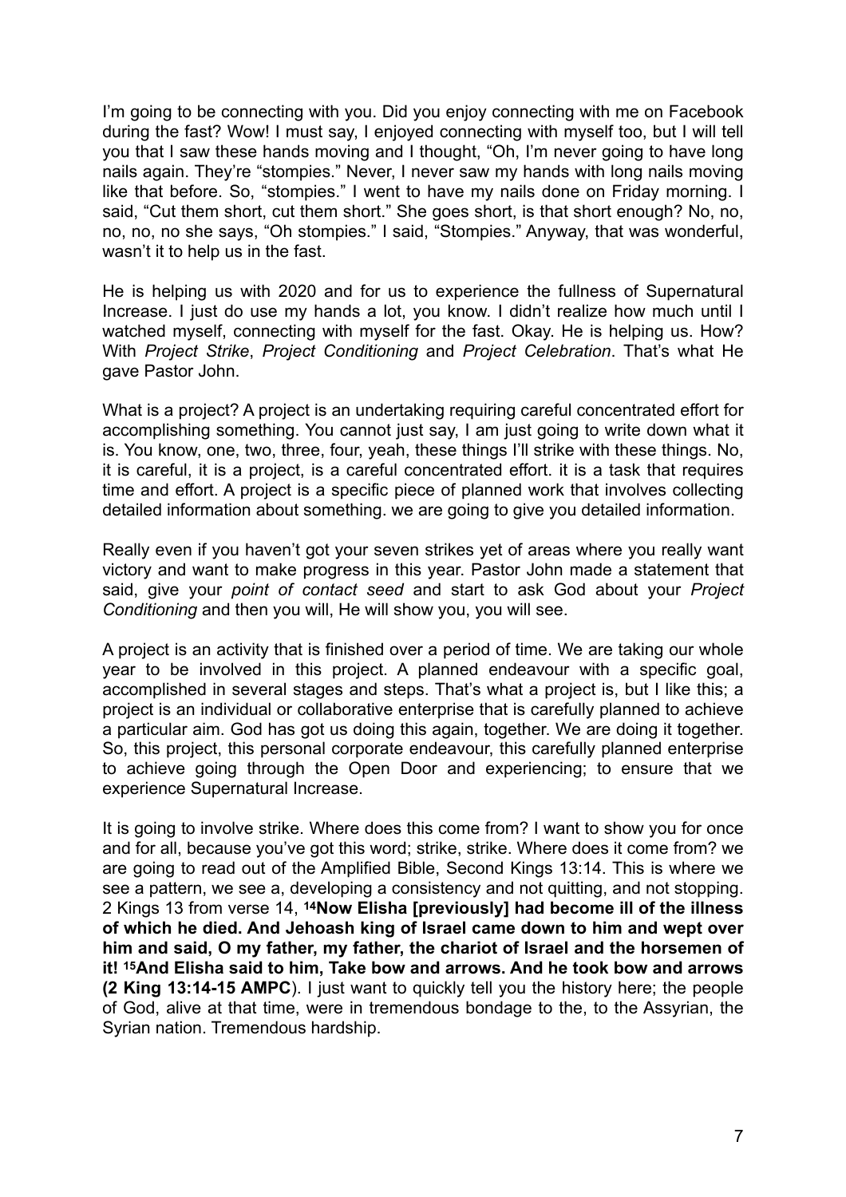I'm going to be connecting with you. Did you enjoy connecting with me on Facebook during the fast? Wow! I must say, I enjoyed connecting with myself too, but I will tell you that I saw these hands moving and I thought, "Oh, I'm never going to have long nails again. They're "stompies." Never, I never saw my hands with long nails moving like that before. So, "stompies." I went to have my nails done on Friday morning. I said, "Cut them short, cut them short." She goes short, is that short enough? No, no, no, no, no she says, "Oh stompies." I said, "Stompies." Anyway, that was wonderful, wasn't it to help us in the fast.

He is helping us with 2020 and for us to experience the fullness of Supernatural Increase. I just do use my hands a lot, you know. I didn't realize how much until I watched myself, connecting with myself for the fast. Okay. He is helping us. How? With *Project Strike*, *Project Conditioning* and *Project Celebration*. That's what He gave Pastor John.

What is a project? A project is an undertaking requiring careful concentrated effort for accomplishing something. You cannot just say, I am just going to write down what it is. You know, one, two, three, four, yeah, these things I'll strike with these things. No, it is careful, it is a project, is a careful concentrated effort. it is a task that requires time and effort. A project is a specific piece of planned work that involves collecting detailed information about something. we are going to give you detailed information.

Really even if you haven't got your seven strikes yet of areas where you really want victory and want to make progress in this year. Pastor John made a statement that said, give your *point of contact seed* and start to ask God about your *Project Conditioning* and then you will, He will show you, you will see.

A project is an activity that is finished over a period of time. We are taking our whole year to be involved in this project. A planned endeavour with a specific goal, accomplished in several stages and steps. That's what a project is, but I like this; a project is an individual or collaborative enterprise that is carefully planned to achieve a particular aim. God has got us doing this again, together. We are doing it together. So, this project, this personal corporate endeavour, this carefully planned enterprise to achieve going through the Open Door and experiencing; to ensure that we experience Supernatural Increase.

It is going to involve strike. Where does this come from? I want to show you for once and for all, because you've got this word; strike, strike. Where does it come from? we are going to read out of the Amplified Bible, Second Kings 13:14. This is where we see a pattern, we see a, developing a consistency and not quitting, and not stopping. 2 Kings 13 from verse 14, **14Now Elisha [previously] had become ill of the illness of which he died. And Jehoash king of Israel came down to him and wept over him and said, O my father, my father, the chariot of Israel and the horsemen of it! 15And Elisha said to him, Take bow and arrows. And he took bow and arrows (2 King 13:14-15 AMPC**). I just want to quickly tell you the history here; the people of God, alive at that time, were in tremendous bondage to the, to the Assyrian, the Syrian nation. Tremendous hardship.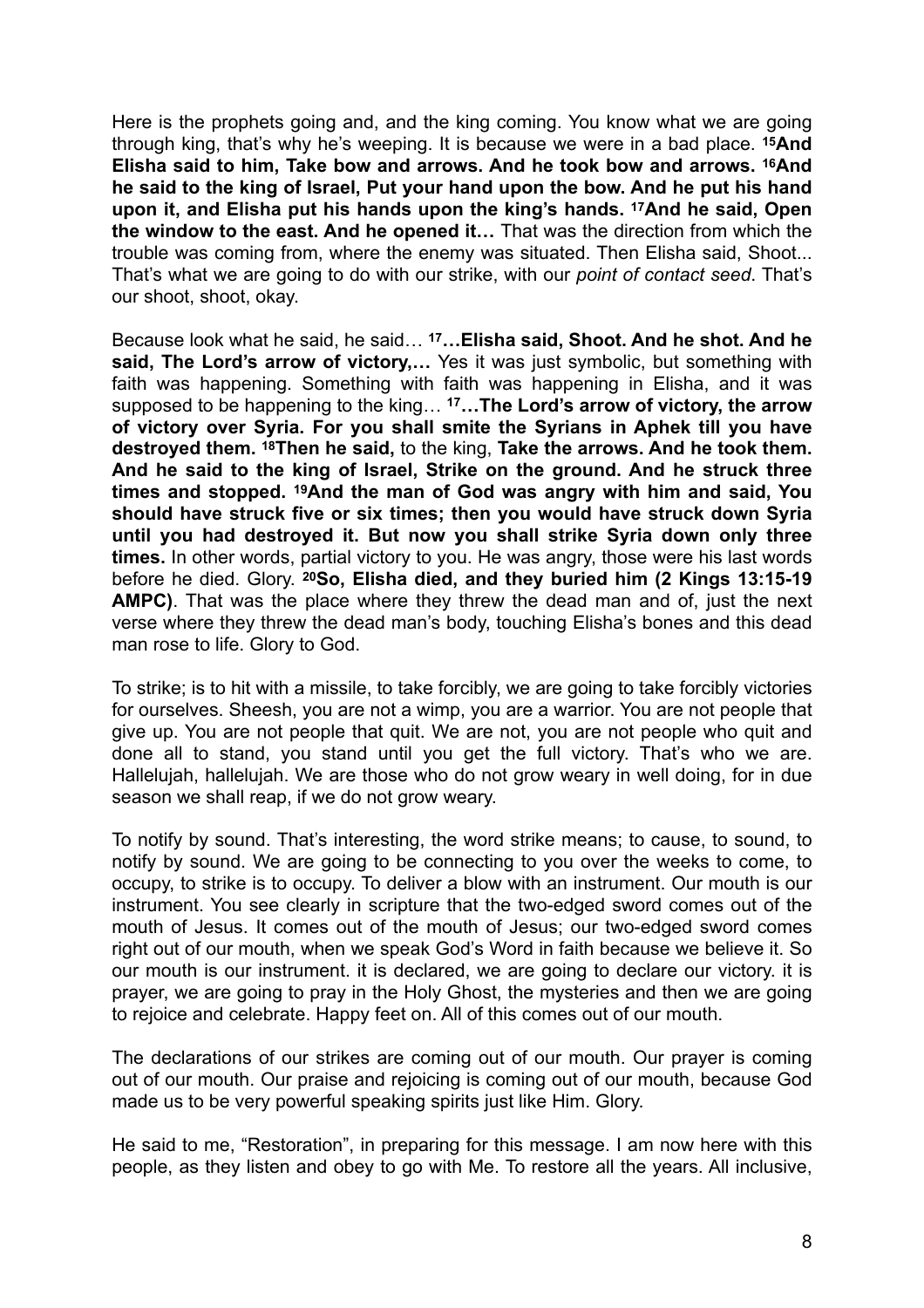Here is the prophets going and, and the king coming. You know what we are going through king, that's why he's weeping. It is because we were in a bad place. **[15]And Elisha said to him, Take bow and arrows. And he took bow and arrows. [16]And he said to the king of Israel, Put your hand upon the bow. And he put his hand upon it, and Elisha put his hands upon the king's hands. [17]And he said, Open the window to the east. And he opened it…** That was the direction from which the trouble was coming from, where the enemy was situated. Then Elisha said, Shoot... That's what we are going to do with our strike, with our *point of contact seed*. That's our shoot, shoot, okay.

Because look what he said, he said… **[17]…Elisha said, Shoot. And he shot. And he said, The Lord's arrow of victory,…** Yes it was just symbolic, but something with faith was happening. Something with faith was happening in Elisha, and it was supposed to be happening to the king… **[17]…The Lord's arrow of victory, the arrow of victory over Syria. For you shall smite the Syrians in Aphek till you have destroyed them. [18]Then he said,** to the king, **Take the arrows. And he took them. And he said to the king of Israel, Strike on the ground. And he struck three times and stopped. [19]And the man of God was angry with him and said, You should have struck five or six times; then you would have struck down Syria until you had destroyed it. But now you shall strike Syria down only three times.** In other words, partial victory to you. He was angry, those were his last words before he died. Glory. **[20]So, Elisha died, and they buried him (2 Kings 13:15-19 AMPC)**. That was the place where they threw the dead man and of, just the next verse where they threw the dead man's body, touching Elisha's bones and this dead man rose to life. Glory to God.

To strike; is to hit with a missile, to take forcibly, we are going to take forcibly victories for ourselves. Sheesh, you are not a wimp, you are a warrior. You are not people that give up. You are not people that quit. We are not, you are not people who quit and done all to stand, you stand until you get the full victory. That's who we are. Hallelujah, hallelujah. We are those who do not grow weary in well doing, for in due season we shall reap, if we do not grow weary.

To notify by sound. That's interesting, the word strike means; to cause, to sound, to notify by sound. We are going to be connecting to you over the weeks to come, to occupy, to strike is to occupy. To deliver a blow with an instrument. Our mouth is our instrument. You see clearly in scripture that the two-edged sword comes out of the mouth of Jesus. It comes out of the mouth of Jesus; our two-edged sword comes right out of our mouth, when we speak God's Word in faith because we believe it. So our mouth is our instrument. it is declared, we are going to declare our victory. it is prayer, we are going to pray in the Holy Ghost, the mysteries and then we are going to rejoice and celebrate. Happy feet on. All of this comes out of our mouth.

The declarations of our strikes are coming out of our mouth. Our prayer is coming out of our mouth. Our praise and rejoicing is coming out of our mouth, because God made us to be very powerful speaking spirits just like Him. Glory.

He said to me, "Restoration", in preparing for this message. I am now here with this people, as they listen and obey to go with Me. To restore all the years. All inclusive,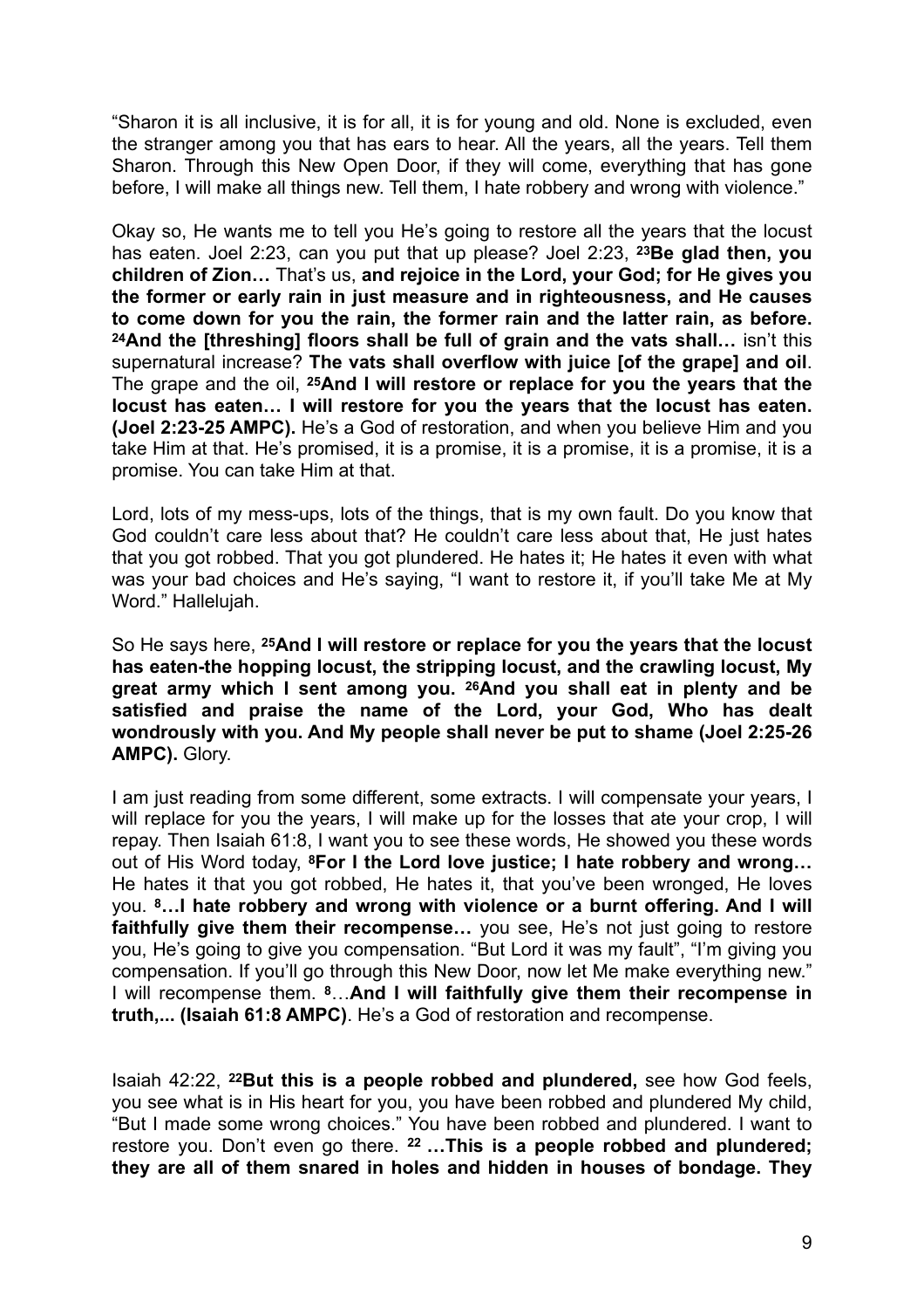"Sharon it is all inclusive, it is for all, it is for young and old. None is excluded, even the stranger among you that has ears to hear. All the years, all the years. Tell them Sharon. Through this New Open Door, if they will come, everything that has gone before, I will make all things new. Tell them, I hate robbery and wrong with violence."

Okay so, He wants me to tell you He's going to restore all the years that the locust has eaten. Joel 2:23, can you put that up please? Joel 2:23, **23Be glad then, you children of Zion…** That's us, **and rejoice in the Lord, your God; for He gives you the former or early rain in just measure and in righteousness, and He causes to come down for you the rain, the former rain and the latter rain, as before. 24And the [threshing] floors shall be full of grain and the vats shall…** isn't this supernatural increase? **The vats shall overflow with juice [of the grape] and oil**. The grape and the oil, **25And I will restore or replace for you the years that the locust has eaten… I will restore for you the years that the locust has eaten. (Joel 2:23-25 AMPC).** He's a God of restoration, and when you believe Him and you take Him at that. He's promised, it is a promise, it is a promise, it is a promise, it is a promise. You can take Him at that.

Lord, lots of my mess-ups, lots of the things, that is my own fault. Do you know that God couldn't care less about that? He couldn't care less about that, He just hates that you got robbed. That you got plundered. He hates it; He hates it even with what was your bad choices and He's saying, "I want to restore it, if you'll take Me at My Word." Hallelujah.

So He says here, **25And I will restore or replace for you the years that the locust has eaten-the hopping locust, the stripping locust, and the crawling locust, My great army which I sent among you. 26And you shall eat in plenty and be satisfied and praise the name of the Lord, your God, Who has dealt wondrously with you. And My people shall never be put to shame (Joel 2:25-26 AMPC).** Glory.

I am just reading from some different, some extracts. I will compensate your years, I will replace for you the years, I will make up for the losses that ate your crop, I will repay. Then Isaiah 61:8, I want you to see these words, He showed you these words out of His Word today, **8For I the Lord love justice; I hate robbery and wrong…** He hates it that you got robbed, He hates it, that you've been wronged, He loves you. **8…I hate robbery and wrong with violence or a burnt offering. And I will faithfully give them their recompense…** you see, He's not just going to restore you, He's going to give you compensation. "But Lord it was my fault", "I'm giving you compensation. If you'll go through this New Door, now let Me make everything new." I will recompense them. **8…And I will faithfully give them their recompense in truth,... (Isaiah 61:8 AMPC)**. He's a God of restoration and recompense.

Isaiah 42:22, **22But this is a people robbed and plundered,** see how God feels, you see what is in His heart for you, you have been robbed and plundered My child, "But I made some wrong choices." You have been robbed and plundered. I want to restore you. Don't even go there. **22 …This is a people robbed and plundered; they are all of them snared in holes and hidden in houses of bondage. They**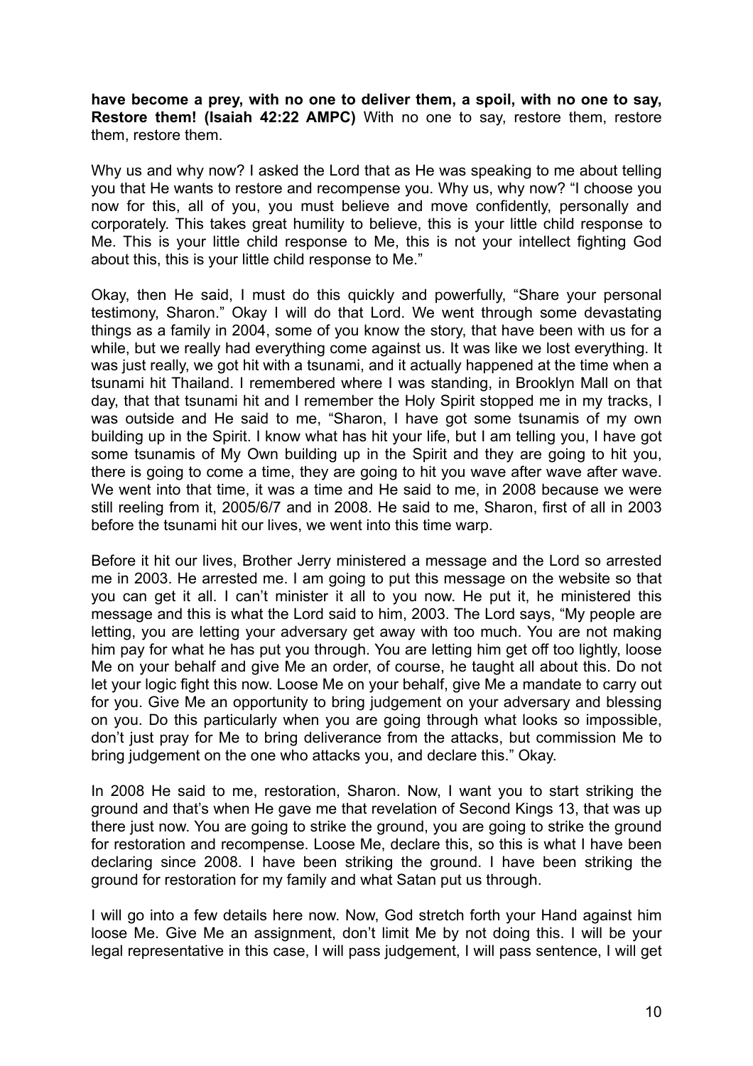**have become a prey, with no one to deliver them, a spoil, with no one to say, Restore them! (Isaiah 42:22 AMPC)** With no one to say, restore them, restore them, restore them.

Why us and why now? I asked the Lord that as He was speaking to me about telling you that He wants to restore and recompense you. Why us, why now? "I choose you now for this, all of you, you must believe and move confidently, personally and corporately. This takes great humility to believe, this is your little child response to Me. This is your little child response to Me, this is not your intellect fighting God about this, this is your little child response to Me."

Okay, then He said, I must do this quickly and powerfully, "Share your personal testimony, Sharon." Okay I will do that Lord. We went through some devastating things as a family in 2004, some of you know the story, that have been with us for a while, but we really had everything come against us. It was like we lost everything. It was just really, we got hit with a tsunami, and it actually happened at the time when a tsunami hit Thailand. I remembered where I was standing, in Brooklyn Mall on that day, that that tsunami hit and I remember the Holy Spirit stopped me in my tracks, I was outside and He said to me, "Sharon, I have got some tsunamis of my own building up in the Spirit. I know what has hit your life, but I am telling you, I have got some tsunamis of My Own building up in the Spirit and they are going to hit you, there is going to come a time, they are going to hit you wave after wave after wave. We went into that time, it was a time and He said to me, in 2008 because we were still reeling from it, 2005/6/7 and in 2008. He said to me, Sharon, first of all in 2003 before the tsunami hit our lives, we went into this time warp.

Before it hit our lives, Brother Jerry ministered a message and the Lord so arrested me in 2003. He arrested me. I am going to put this message on the website so that you can get it all. I can't minister it all to you now. He put it, he ministered this message and this is what the Lord said to him, 2003. The Lord says, "My people are letting, you are letting your adversary get away with too much. You are not making him pay for what he has put you through. You are letting him get off too lightly, loose Me on your behalf and give Me an order, of course, he taught all about this. Do not let your logic fight this now. Loose Me on your behalf, give Me a mandate to carry out for you. Give Me an opportunity to bring judgement on your adversary and blessing on you. Do this particularly when you are going through what looks so impossible, don't just pray for Me to bring deliverance from the attacks, but commission Me to bring judgement on the one who attacks you, and declare this." Okay.

In 2008 He said to me, restoration, Sharon. Now, I want you to start striking the ground and that's when He gave me that revelation of Second Kings 13, that was up there just now. You are going to strike the ground, you are going to strike the ground for restoration and recompense. Loose Me, declare this, so this is what I have been declaring since 2008. I have been striking the ground. I have been striking the ground for restoration for my family and what Satan put us through.

I will go into a few details here now. Now, God stretch forth your Hand against him loose Me. Give Me an assignment, don't limit Me by not doing this. I will be your legal representative in this case, I will pass judgement, I will pass sentence, I will get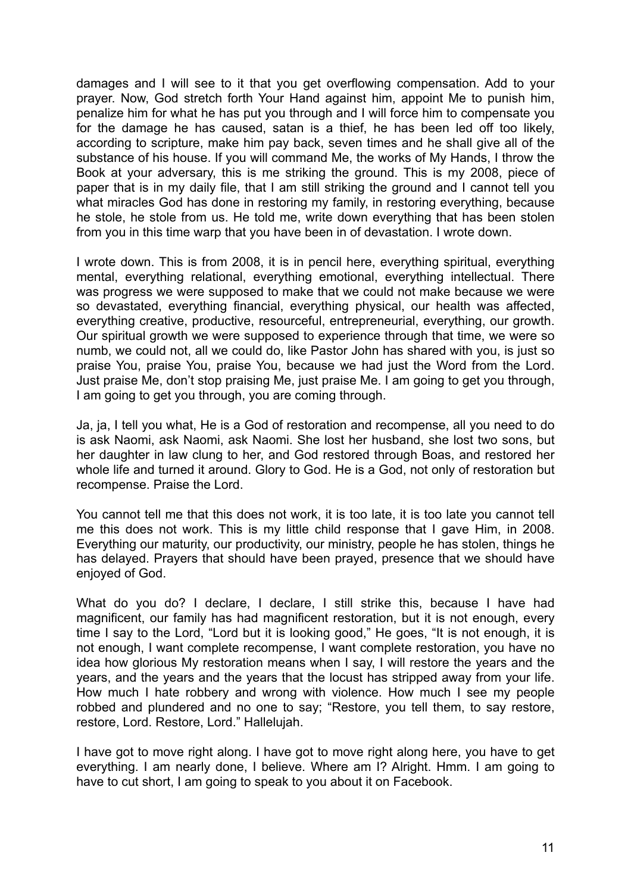damages and I will see to it that you get overflowing compensation. Add to your prayer. Now, God stretch forth Your Hand against him, appoint Me to punish him, penalize him for what he has put you through and I will force him to compensate you for the damage he has caused, satan is a thief, he has been led off too likely, according to scripture, make him pay back, seven times and he shall give all of the substance of his house. If you will command Me, the works of My Hands, I throw the Book at your adversary, this is me striking the ground. This is my 2008, piece of paper that is in my daily file, that I am still striking the ground and I cannot tell you what miracles God has done in restoring my family, in restoring everything, because he stole, he stole from us. He told me, write down everything that has been stolen from you in this time warp that you have been in of devastation. I wrote down.

I wrote down. This is from 2008, it is in pencil here, everything spiritual, everything mental, everything relational, everything emotional, everything intellectual. There was progress we were supposed to make that we could not make because we were so devastated, everything financial, everything physical, our health was affected, everything creative, productive, resourceful, entrepreneurial, everything, our growth. Our spiritual growth we were supposed to experience through that time, we were so numb, we could not, all we could do, like Pastor John has shared with you, is just so praise You, praise You, praise You, because we had just the Word from the Lord. Just praise Me, don't stop praising Me, just praise Me. I am going to get you through, I am going to get you through, you are coming through.

Ja, ja, I tell you what, He is a God of restoration and recompense, all you need to do is ask Naomi, ask Naomi, ask Naomi. She lost her husband, she lost two sons, but her daughter in law clung to her, and God restored through Boas, and restored her whole life and turned it around. Glory to God. He is a God, not only of restoration but recompense. Praise the Lord.

You cannot tell me that this does not work, it is too late, it is too late you cannot tell me this does not work. This is my little child response that I gave Him, in 2008. Everything our maturity, our productivity, our ministry, people he has stolen, things he has delayed. Prayers that should have been prayed, presence that we should have enjoyed of God.

What do you do? I declare, I declare, I still strike this, because I have had magnificent, our family has had magnificent restoration, but it is not enough, every time I say to the Lord, "Lord but it is looking good," He goes, "It is not enough, it is not enough, I want complete recompense, I want complete restoration, you have no idea how glorious My restoration means when I say, I will restore the years and the years, and the years and the years that the locust has stripped away from your life. How much I hate robbery and wrong with violence. How much I see my people robbed and plundered and no one to say; "Restore, you tell them, to say restore, restore, Lord. Restore, Lord." Hallelujah.

I have got to move right along. I have got to move right along here, you have to get everything. I am nearly done, I believe. Where am I? Alright. Hmm. I am going to have to cut short, I am going to speak to you about it on Facebook.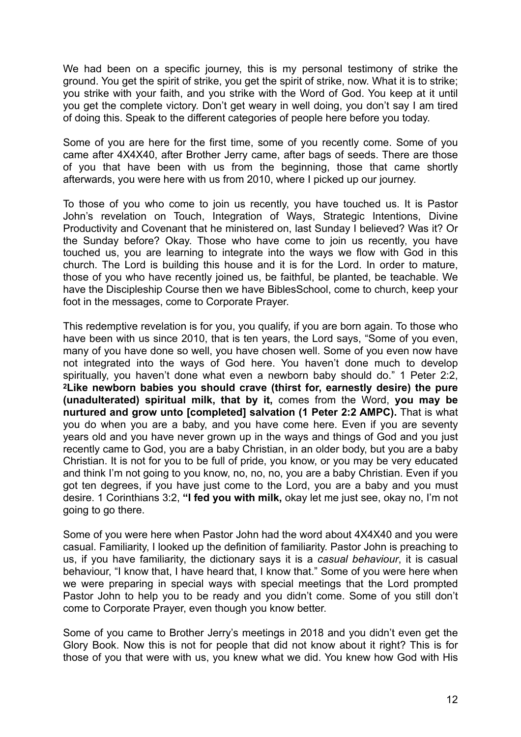We had been on a specific journey, this is my personal testimony of strike the ground. You get the spirit of strike, you get the spirit of strike, now. What it is to strike; you strike with your faith, and you strike with the Word of God. You keep at it until you get the complete victory. Don't get weary in well doing, you don't say I am tired of doing this. Speak to the different categories of people here before you today.

Some of you are here for the first time, some of you recently come. Some of you came after 4X4X40, after Brother Jerry came, after bags of seeds. There are those of you that have been with us from the beginning, those that came shortly afterwards, you were here with us from 2010, where I picked up our journey.

To those of you who come to join us recently, you have touched us. It is Pastor John's revelation on Touch, Integration of Ways, Strategic Intentions, Divine Productivity and Covenant that he ministered on, last Sunday I believed? Was it? Or the Sunday before? Okay. Those who have come to join us recently, you have touched us, you are learning to integrate into the ways we flow with God in this church. The Lord is building this house and it is for the Lord. In order to mature, those of you who have recently joined us, be faithful, be planted, be teachable. We have the Discipleship Course then we have BiblesSchool, come to church, keep your foot in the messages, come to Corporate Prayer.

This redemptive revelation is for you, you qualify, if you are born again. To those who have been with us since 2010, that is ten years, the Lord says, "Some of you even, many of you have done so well, you have chosen well. Some of you even now have not integrated into the ways of God here. You haven't done much to develop spiritually, you haven't done what even a newborn baby should do." 1 Peter 2:2, **[2]Like newborn babies you should crave (thirst for, earnestly desire) the pure (unadulterated) spiritual milk, that by it,** comes from the Word, **you may be nurtured and grow unto [completed] salvation (1 Peter 2:2 AMPC).** That is what you do when you are a baby, and you have come here. Even if you are seventy years old and you have never grown up in the ways and things of God and you just recently came to God, you are a baby Christian, in an older body, but you are a baby Christian. It is not for you to be full of pride, you know, or you may be very educated and think I'm not going to you know, no, no, no, you are a baby Christian. Even if you got ten degrees, if you have just come to the Lord, you are a baby and you must desire. 1 Corinthians 3:2, **"I fed you with milk,** okay let me just see, okay no, I'm not going to go there.

Some of you were here when Pastor John had the word about 4X4X40 and you were casual. Familiarity, I looked up the definition of familiarity. Pastor John is preaching to us, if you have familiarity, the dictionary says it is a *casual behaviour*, it is casual behaviour, "I know that, I have heard that, I know that." Some of you were here when we were preparing in special ways with special meetings that the Lord prompted Pastor John to help you to be ready and you didn't come. Some of you still don't come to Corporate Prayer, even though you know better.

Some of you came to Brother Jerry's meetings in 2018 and you didn't even get the Glory Book. Now this is not for people that did not know about it right? This is for those of you that were with us, you knew what we did. You knew how God with His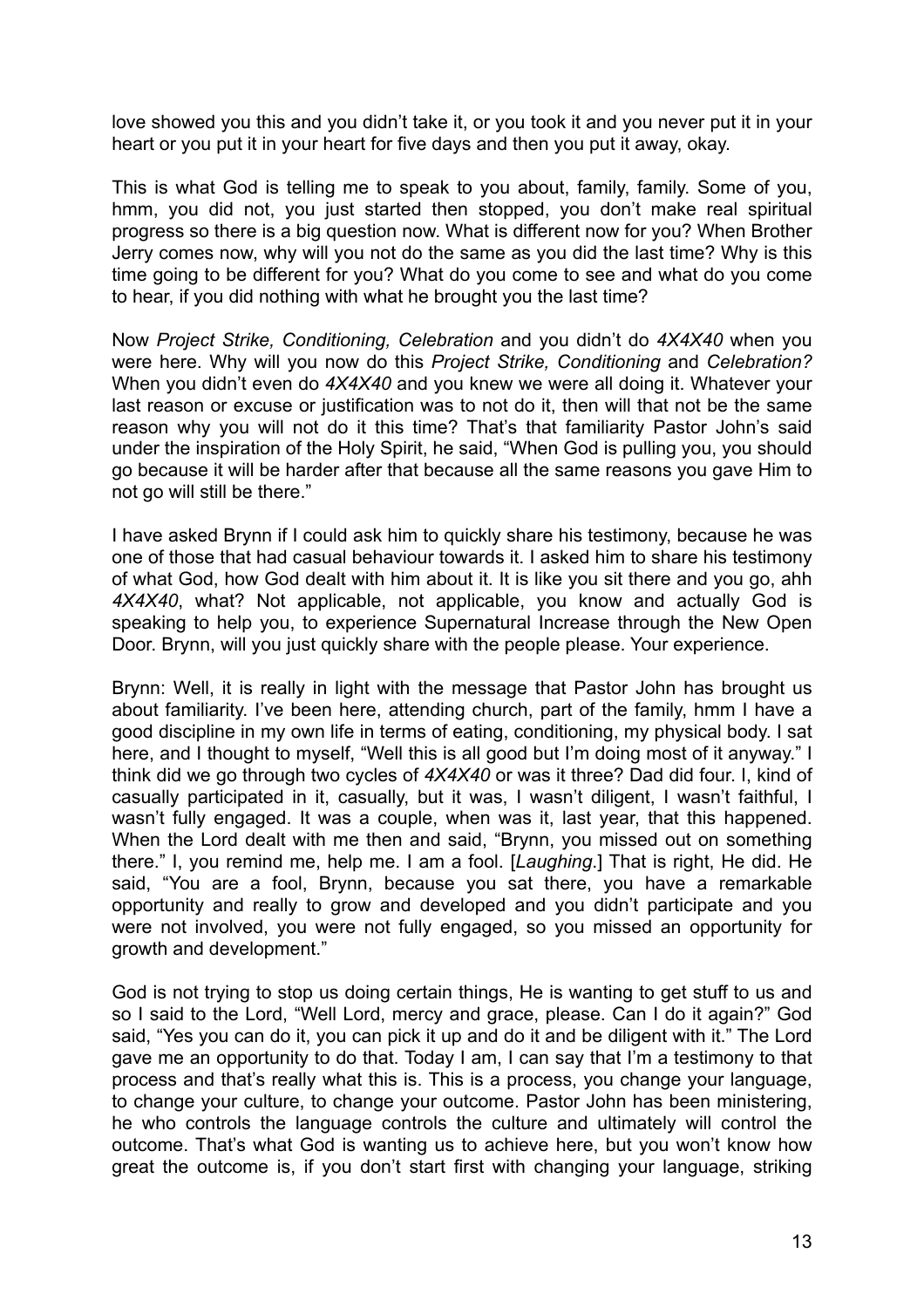love showed you this and you didn't take it, or you took it and you never put it in your heart or you put it in your heart for five days and then you put it away, okay.

This is what God is telling me to speak to you about, family, family. Some of you, hmm, you did not, you just started then stopped, you don't make real spiritual progress so there is a big question now. What is different now for you? When Brother Jerry comes now, why will you not do the same as you did the last time? Why is this time going to be different for you? What do you come to see and what do you come to hear, if you did nothing with what he brought you the last time?

Now *Project Strike, Conditioning, Celebration* and you didn't do *4X4X40* when you were here. Why will you now do this *Project Strike, Conditioning* and *Celebration?* When you didn't even do *4X4X40* and you knew we were all doing it. Whatever your last reason or excuse or justification was to not do it, then will that not be the same reason why you will not do it this time? That's that familiarity Pastor John's said under the inspiration of the Holy Spirit, he said, "When God is pulling you, you should go because it will be harder after that because all the same reasons you gave Him to not go will still be there."

I have asked Brynn if I could ask him to quickly share his testimony, because he was one of those that had casual behaviour towards it. I asked him to share his testimony of what God, how God dealt with him about it. It is like you sit there and you go, ahh *4X4X40*, what? Not applicable, not applicable, you know and actually God is speaking to help you, to experience Supernatural Increase through the New Open Door. Brynn, will you just quickly share with the people please. Your experience.

Brynn: Well, it is really in light with the message that Pastor John has brought us about familiarity. I've been here, attending church, part of the family, hmm I have a good discipline in my own life in terms of eating, conditioning, my physical body. I sat here, and I thought to myself, "Well this is all good but I'm doing most of it anyway." I think did we go through two cycles of *4X4X40* or was it three? Dad did four. I, kind of casually participated in it, casually, but it was, I wasn't diligent, I wasn't faithful, I wasn't fully engaged. It was a couple, when was it, last year, that this happened. When the Lord dealt with me then and said, "Brynn, you missed out on something there." I, you remind me, help me. I am a fool. [*Laughing*.] That is right, He did. He said, "You are a fool, Brynn, because you sat there, you have a remarkable opportunity and really to grow and developed and you didn't participate and you were not involved, you were not fully engaged, so you missed an opportunity for growth and development."

God is not trying to stop us doing certain things, He is wanting to get stuff to us and so I said to the Lord, "Well Lord, mercy and grace, please. Can I do it again?" God said, "Yes you can do it, you can pick it up and do it and be diligent with it." The Lord gave me an opportunity to do that. Today I am, I can say that I'm a testimony to that process and that's really what this is. This is a process, you change your language, to change your culture, to change your outcome. Pastor John has been ministering, he who controls the language controls the culture and ultimately will control the outcome. That's what God is wanting us to achieve here, but you won't know how great the outcome is, if you don't start first with changing your language, striking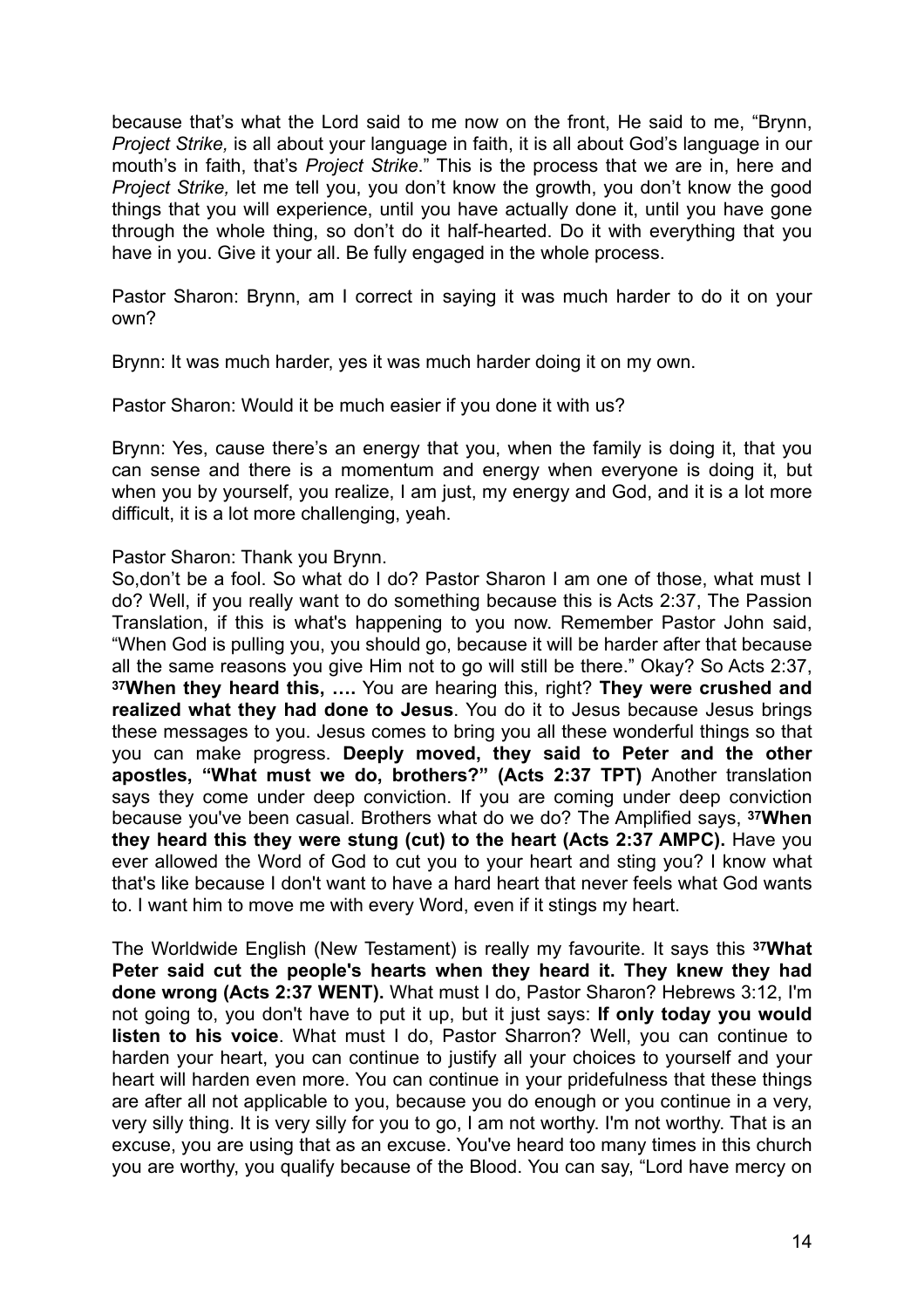because that's what the Lord said to me now on the front, He said to me, "Brynn, *Project Strike,* is all about your language in faith, it is all about God's language in our mouth's in faith, that's *Project Strike*." This is the process that we are in, here and *Project Strike,* let me tell you, you don't know the growth, you don't know the good things that you will experience, until you have actually done it, until you have gone through the whole thing, so don't do it half-hearted. Do it with everything that you have in you. Give it your all. Be fully engaged in the whole process.

Pastor Sharon: Brynn, am I correct in saying it was much harder to do it on your own?

Brynn: It was much harder, yes it was much harder doing it on my own.

Pastor Sharon: Would it be much easier if you done it with us?

Brynn: Yes, cause there's an energy that you, when the family is doing it, that you can sense and there is a momentum and energy when everyone is doing it, but when you by yourself, you realize, I am just, my energy and God, and it is a lot more difficult, it is a lot more challenging, yeah.

Pastor Sharon: Thank you Brynn.

So,don't be a fool. So what do I do? Pastor Sharon I am one of those, what must I do? Well, if you really want to do something because this is Acts 2:37, The Passion Translation, if this is what's happening to you now. Remember Pastor John said, "When God is pulling you, you should go, because it will be harder after that because all the same reasons you give Him not to go will still be there." Okay? So Acts 2:37, **37When they heard this, ….** You are hearing this, right? **They were crushed and realized what they had done to Jesus**. You do it to Jesus because Jesus brings these messages to you. Jesus comes to bring you all these wonderful things so that you can make progress. **Deeply moved, they said to Peter and the other apostles, "What must we do, brothers?" (Acts 2:37 TPT)** Another translation says they come under deep conviction. If you are coming under deep conviction because you've been casual. Brothers what do we do? The Amplified says, **37When they heard this they were stung (cut) to the heart (Acts 2:37 AMPC).** Have you ever allowed the Word of God to cut you to your heart and sting you? I know what that's like because I don't want to have a hard heart that never feels what God wants to. I want him to move me with every Word, even if it stings my heart.

The Worldwide English (New Testament) is really my favourite. It says this **37What Peter said cut the people's hearts when they heard it. They knew they had done wrong (Acts 2:37 WENT).** What must I do, Pastor Sharon? Hebrews 3:12, I'm not going to, you don't have to put it up, but it just says: **If only today you would listen to his voice**. What must I do, Pastor Sharron? Well, you can continue to harden your heart, you can continue to justify all your choices to yourself and your heart will harden even more. You can continue in your pridefulness that these things are after all not applicable to you, because you do enough or you continue in a very, very silly thing. It is very silly for you to go, I am not worthy. I'm not worthy. That is an excuse, you are using that as an excuse. You've heard too many times in this church you are worthy, you qualify because of the Blood. You can say, "Lord have mercy on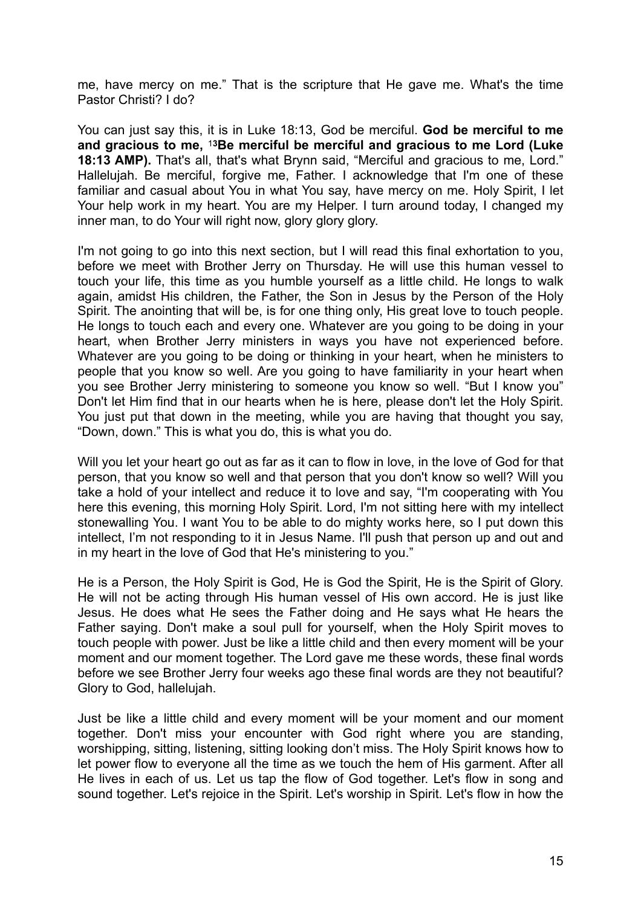me, have mercy on me." That is the scripture that He gave me. What's the time Pastor Christi? I do?

You can just say this, it is in Luke 18:13, God be merciful. **God be merciful to me and gracious to me,** [13]**Be merciful be merciful and gracious to me Lord (Luke 18:13 AMP).** That's all, that's what Brynn said, "Merciful and gracious to me, Lord." Hallelujah. Be merciful, forgive me, Father. I acknowledge that I'm one of these familiar and casual about You in what You say, have mercy on me. Holy Spirit, I let Your help work in my heart. You are my Helper. I turn around today, I changed my inner man, to do Your will right now, glory glory glory.

I'm not going to go into this next section, but I will read this final exhortation to you, before we meet with Brother Jerry on Thursday. He will use this human vessel to touch your life, this time as you humble yourself as a little child. He longs to walk again, amidst His children, the Father, the Son in Jesus by the Person of the Holy Spirit. The anointing that will be, is for one thing only, His great love to touch people. He longs to touch each and every one. Whatever are you going to be doing in your heart, when Brother Jerry ministers in ways you have not experienced before. Whatever are you going to be doing or thinking in your heart, when he ministers to people that you know so well. Are you going to have familiarity in your heart when you see Brother Jerry ministering to someone you know so well. "But I know you" Don't let Him find that in our hearts when he is here, please don't let the Holy Spirit. You just put that down in the meeting, while you are having that thought you say, "Down, down." This is what you do, this is what you do.

Will you let your heart go out as far as it can to flow in love, in the love of God for that person, that you know so well and that person that you don't know so well? Will you take a hold of your intellect and reduce it to love and say, "I'm cooperating with You here this evening, this morning Holy Spirit. Lord, I'm not sitting here with my intellect stonewalling You. I want You to be able to do mighty works here, so I put down this intellect, I'm not responding to it in Jesus Name. I'll push that person up and out and in my heart in the love of God that He's ministering to you."

He is a Person, the Holy Spirit is God, He is God the Spirit, He is the Spirit of Glory. He will not be acting through His human vessel of His own accord. He is just like Jesus. He does what He sees the Father doing and He says what He hears the Father saying. Don't make a soul pull for yourself, when the Holy Spirit moves to touch people with power. Just be like a little child and then every moment will be your moment and our moment together. The Lord gave me these words, these final words before we see Brother Jerry four weeks ago these final words are they not beautiful? Glory to God, hallelujah.

Just be like a little child and every moment will be your moment and our moment together. Don't miss your encounter with God right where you are standing, worshipping, sitting, listening, sitting looking don't miss. The Holy Spirit knows how to let power flow to everyone all the time as we touch the hem of His garment. After all He lives in each of us. Let us tap the flow of God together. Let's flow in song and sound together. Let's rejoice in the Spirit. Let's worship in Spirit. Let's flow in how the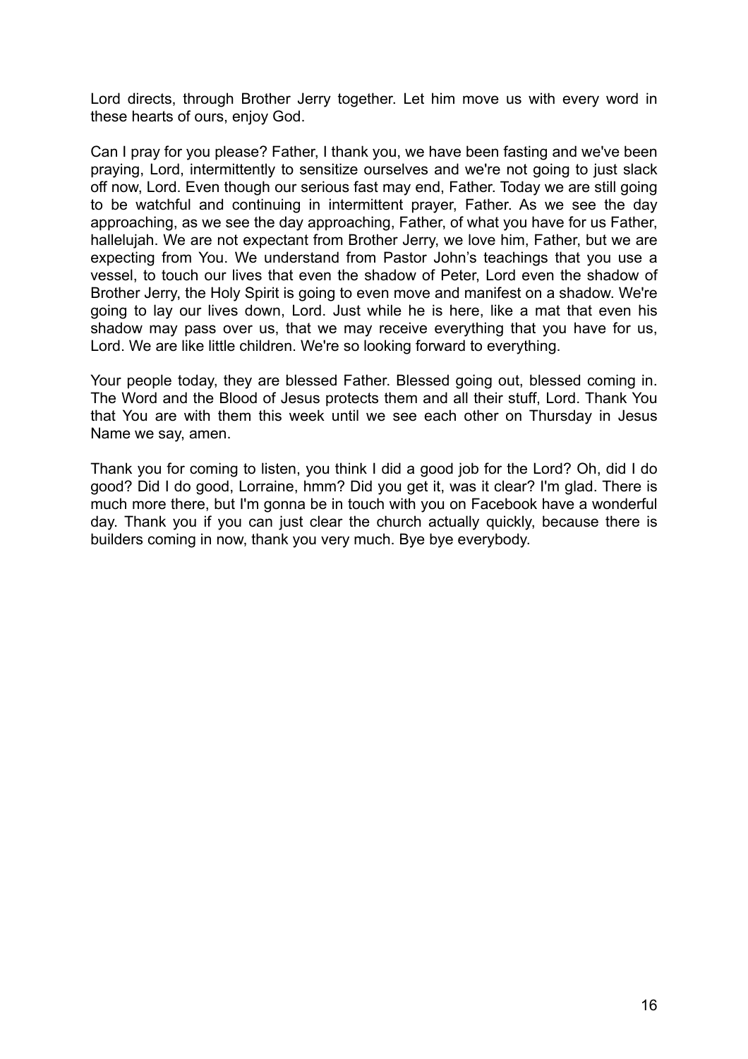Lord directs, through Brother Jerry together. Let him move us with every word in these hearts of ours, enjoy God.

Can I pray for you please? Father, I thank you, we have been fasting and we've been praying, Lord, intermittently to sensitize ourselves and we're not going to just slack off now, Lord. Even though our serious fast may end, Father. Today we are still going to be watchful and continuing in intermittent prayer, Father. As we see the day approaching, as we see the day approaching, Father, of what you have for us Father, hallelujah. We are not expectant from Brother Jerry, we love him, Father, but we are expecting from You. We understand from Pastor John's teachings that you use a vessel, to touch our lives that even the shadow of Peter, Lord even the shadow of Brother Jerry, the Holy Spirit is going to even move and manifest on a shadow. We're going to lay our lives down, Lord. Just while he is here, like a mat that even his shadow may pass over us, that we may receive everything that you have for us, Lord. We are like little children. We're so looking forward to everything.

Your people today, they are blessed Father. Blessed going out, blessed coming in. The Word and the Blood of Jesus protects them and all their stuff, Lord. Thank You that You are with them this week until we see each other on Thursday in Jesus Name we say, amen.

Thank you for coming to listen, you think I did a good job for the Lord? Oh, did I do good? Did I do good, Lorraine, hmm? Did you get it, was it clear? I'm glad. There is much more there, but I'm gonna be in touch with you on Facebook have a wonderful day. Thank you if you can just clear the church actually quickly, because there is builders coming in now, thank you very much. Bye bye everybody.